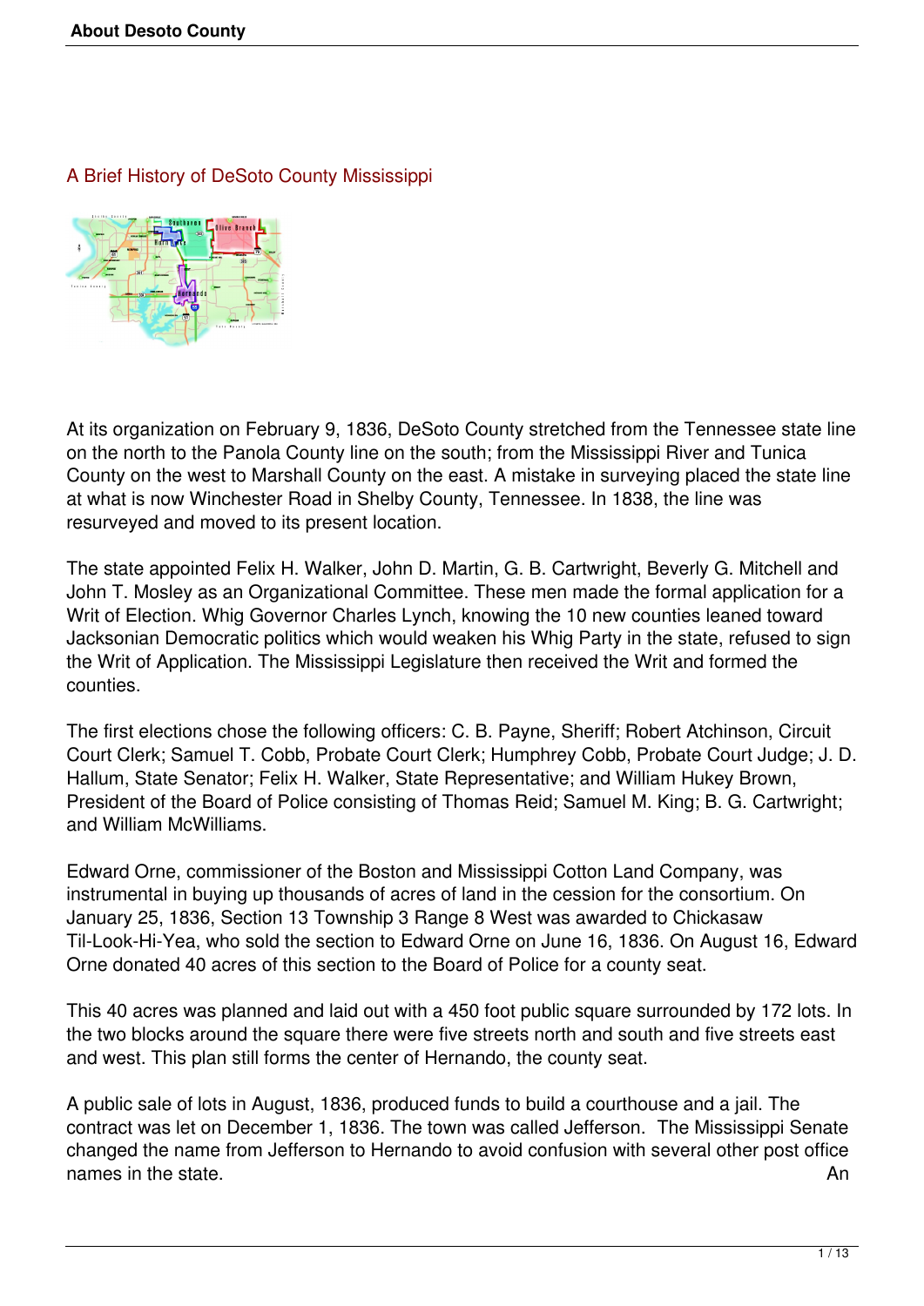## A Brief History of DeSoto County Mississippi

At its organization on February 9, 1836, DeSoto County stretched from the Tennessee state line on the north to the Panola County line on the south; from the Mississippi River and Tunica County on the west to Marshall County on the east. A mistake in surveying placed the state line at what is now Winchester Road in Shelby County, Tennessee. In 1838, the line was resurveyed and moved to its present location.

The state appointed Felix H. Walker, John D. Martin, G. B. Cartwright, Beverly G. Mitchell and John T. Mosley as an Organizational Committee. These men made the formal application for a Writ of Election. Whig Governor Charles Lynch, knowing the 10 new counties leaned toward Jacksonian Democratic politics which would weaken his Whig Party in the state, refused to sign the Writ of Application. The Mississippi Legislature then received the Writ and formed the counties.

The first elections chose the following officers: C. B. Payne, Sheriff; Robert Atchinson, Circuit Court Clerk; Samuel T. Cobb, Probate Court Clerk; Humphrey Cobb, Probate Court Judge; J. D. Hallum, State Senator; Felix H. Walker, State Representative; and William Hukey Brown, President of the Board of Police consisting of Thomas Reid; Samuel M. King; B. G. Cartwright; and William McWilliams.

Edward Orne, commissioner of the Boston and Mississippi Cotton Land Company, was instrumental in buying up thousands of acres of land in the cession for the consortium. On January 25, 1836, Section 13 Township 3 Range 8 West was awarded to Chickasaw Til-Look-Hi-Yea, who sold the section to Edward Orne on June 16, 1836. On August 16, Edward Orne donated 40 acres of this section to the Board of Police for a county seat.

This 40 acres was planned and laid out with a 450 foot public square surrounded by 172 lots. In the two blocks around the square there were five streets north and south and five streets east and west. This plan still forms the center of Hernando, the county seat.

A public sale of lots in August, 1836, produced funds to build a courthouse and a jail. The contract was let on December 1, 1836. The town was called Jefferson. The Mississippi Senate changed the name from Jefferson to Hernando to avoid confusion with several other post office names in the state. An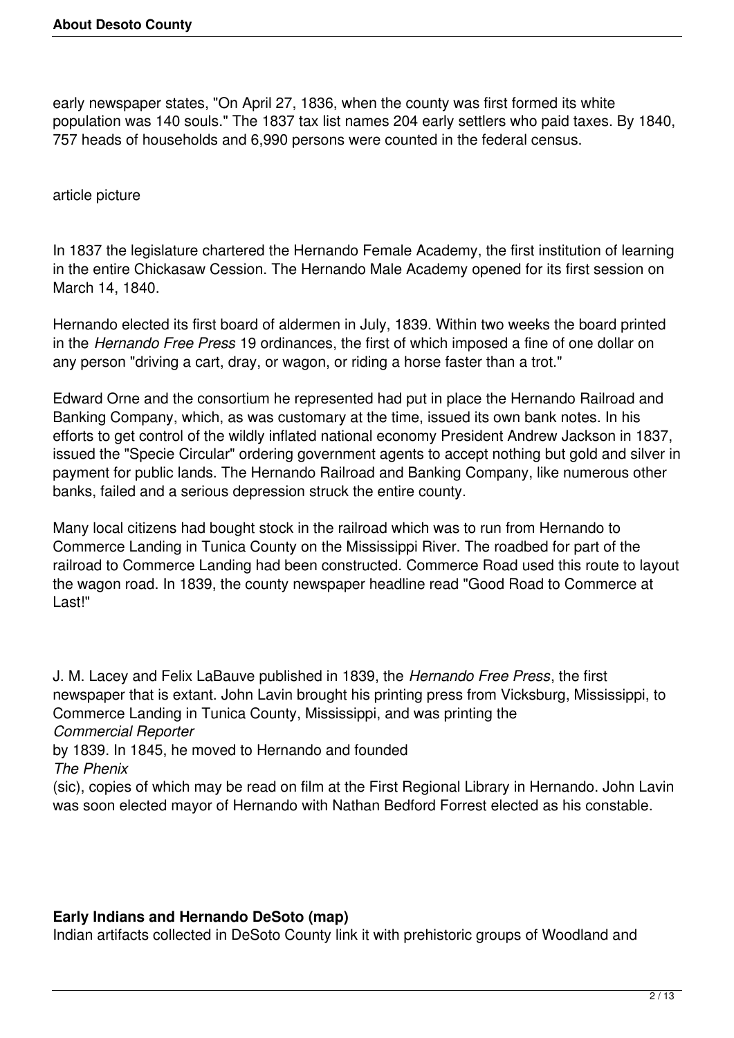early newspaper states, "On April 27, 1836, when the county was first formed its white population was 140 souls." The 1837 tax list names 204 early settlers who paid taxes. By 1840, 757 heads of households and 6,990 persons were counted in the federal census.

article picture

In 1837 the legislature chartered the Hernando Female Academy, the first institution of learning in the entire Chickasaw Cession. The Hernando Male Academy opened for its first session on March 14, 1840.

Hernando elected its first board of aldermen in July, 1839. Within two weeks the board printed in the *Hernando Free Press* 19 ordinances, the first of which imposed a fine of one dollar on any person "driving a cart, dray, or wagon, or riding a horse faster than a trot."

Edward Orne and the consortium he represented had put in place the Hernando Railroad and Banking Company, which, as was customary at the time, issued its own bank notes. In his efforts to get control of the wildly inflated national economy President Andrew Jackson in 1837, issued the "Specie Circular" ordering government agents to accept nothing but gold and silver in payment for public lands. The Hernando Railroad and Banking Company, like numerous other banks, failed and a serious depression struck the entire county.

Many local citizens had bought stock in the railroad which was to run from Hernando to Commerce Landing in Tunica County on the Mississippi River. The roadbed for part of the railroad to Commerce Landing had been constructed. Commerce Road used this route to layout the wagon road. In 1839, the county newspaper headline read "Good Road to Commerce at Last!"

J. M. Lacey and Felix LaBauve published in 1839, the *Hernando Free Press*, the first newspaper that is extant. John Lavin brought his printing press from Vicksburg, Mississippi, to Commerce Landing in Tunica County, Mississippi, and was printing the *Commercial Reporter* by 1839. In 1845, he moved to Hernando and founded *The Phenix* (sic), copies of which may be read on film at the First Regional Library in Hernando. John Lavin was soon elected mayor of Hernando with Nathan Bedford Forrest elected as his constable.

**Early Indians and Hernando DeSoto (map)**

Indian artifacts collected in DeSoto County link it with prehistoric groups of Woodland and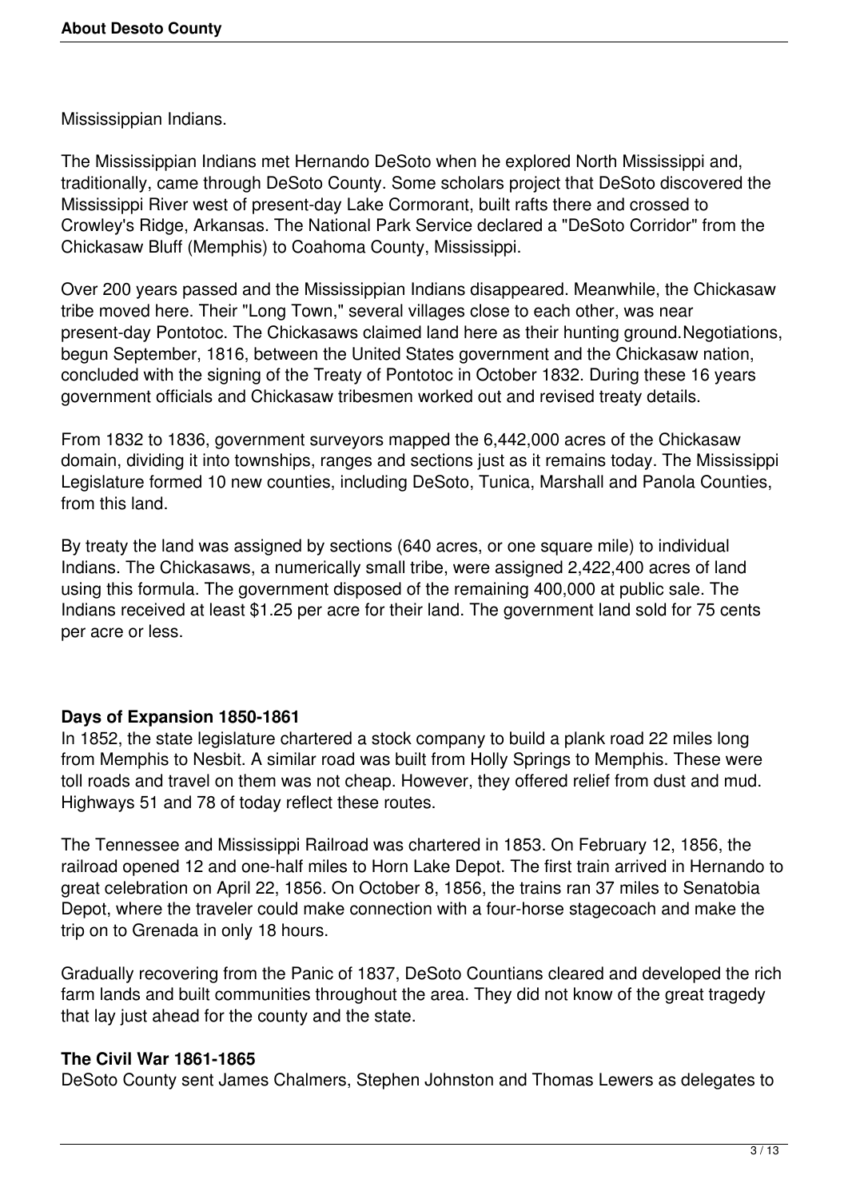Mississippian Indians.

The Mississippian Indians met Hernando DeSoto when he explored North Mississippi and, traditionally, came through DeSoto County. Some scholars project that DeSoto discovered the Mississippi River west of present-day Lake Cormorant, built rafts there and crossed to Crowley's Ridge, Arkansas. The National Park Service declared a "DeSoto Corridor" from the Chickasaw Bluff (Memphis) to Coahoma County, Mississippi.

Over 200 years passed and the Mississippian Indians disappeared. Meanwhile, the Chickasaw tribe moved here. Their "Long Town," several villages close to each other, was near present-day Pontotoc. The Chickasaws claimed land here as their hunting ground.Negotiations, begun September, 1816, between the United States government and the Chickasaw nation, concluded with the signing of the Treaty of Pontotoc in October 1832. During these 16 years government officials and Chickasaw tribesmen worked out and revised treaty details.

From 1832 to 1836, government surveyors mapped the 6,442,000 acres of the Chickasaw domain, dividing it into townships, ranges and sections just as it remains today. The Mississippi Legislature formed 10 new counties, including DeSoto, Tunica, Marshall and Panola Counties, from this land.

By treaty the land was assigned by sections (640 acres, or one square mile) to individual Indians. The Chickasaws, a numerically small tribe, were assigned 2,422,400 acres of land using this formula. The government disposed of the remaining 400,000 at public sale. The Indians received at least $1.25 per acre for their land. The government land sold for 75 cents per acre or less.

**Days of Expansion 1850-1861**

In 1852, the state legislature chartered a stock company to build a plank road 22 miles long from Memphis to Nesbit. A similar road was built from Holly Springs to Memphis. These were toll roads and travel on them was not cheap. However, they offered relief from dust and mud. Highways 51 and 78 of today reflect these routes.

The Tennessee and Mississippi Railroad was chartered in 1853. On February 12, 1856, the railroad opened 12 and one-half miles to Horn Lake Depot. The first train arrived in Hernando to great celebration on April 22, 1856. On October 8, 1856, the trains ran 37 miles to Senatobia Depot, where the traveler could make connection with a four-horse stagecoach and make the trip on to Grenada in only 18 hours.

Gradually recovering from the Panic of 1837, DeSoto Countians cleared and developed the rich farm lands and built communities throughout the area. They did not know of the great tragedy that lay just ahead for the county and the state.

**The Civil War 1861-1865**

DeSoto County sent James Chalmers, Stephen Johnston and Thomas Lewers as delegates to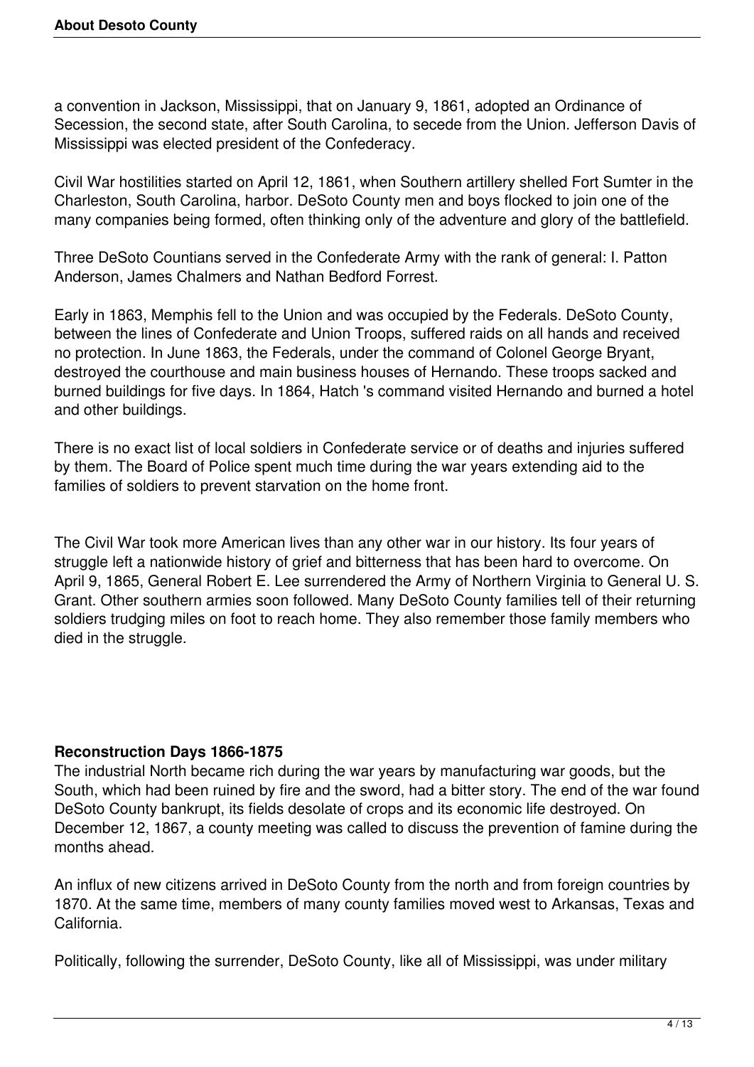a convention in Jackson, Mississippi, that on January 9, 1861, adopted an Ordinance of Secession, the second state, after South Carolina, to secede from the Union. Jefferson Davis of Mississippi was elected president of the Confederacy.

Civil War hostilities started on April 12, 1861, when Southern artillery shelled Fort Sumter in the Charleston, South Carolina, harbor. DeSoto County men and boys flocked to join one of the many companies being formed, often thinking only of the adventure and glory of the battlefield.

Three DeSoto Countians served in the Confederate Army with the rank of general: I. Patton Anderson, James Chalmers and Nathan Bedford Forrest.

Early in 1863, Memphis fell to the Union and was occupied by the Federals. DeSoto County, between the lines of Confederate and Union Troops, suffered raids on all hands and received no protection. In June 1863, the Federals, under the command of Colonel George Bryant, destroyed the courthouse and main business houses of Hernando. These troops sacked and burned buildings for five days. In 1864, Hatch 's command visited Hernando and burned a hotel and other buildings.

There is no exact list of local soldiers in Confederate service or of deaths and injuries suffered by them. The Board of Police spent much time during the war years extending aid to the families of soldiers to prevent starvation on the home front.

The Civil War took more American lives than any other war in our history. Its four years of struggle left a nationwide history of grief and bitterness that has been hard to overcome. On April 9, 1865, General Robert E. Lee surrendered the Army of Northern Virginia to General U. S. Grant. Other southern armies soon followed. Many DeSoto County families tell of their returning soldiers trudging miles on foot to reach home. They also remember those family members who died in the struggle.

**Reconstruction Days 1866-1875**

The industrial North became rich during the war years by manufacturing war goods, but the South, which had been ruined by fire and the sword, had a bitter story. The end of the war found DeSoto County bankrupt, its fields desolate of crops and its economic life destroyed. On December 12, 1867, a county meeting was called to discuss the prevention of famine during the months ahead.

An influx of new citizens arrived in DeSoto County from the north and from foreign countries by 1870. At the same time, members of many county families moved west to Arkansas, Texas and California.

Politically, following the surrender, DeSoto County, like all of Mississippi, was under military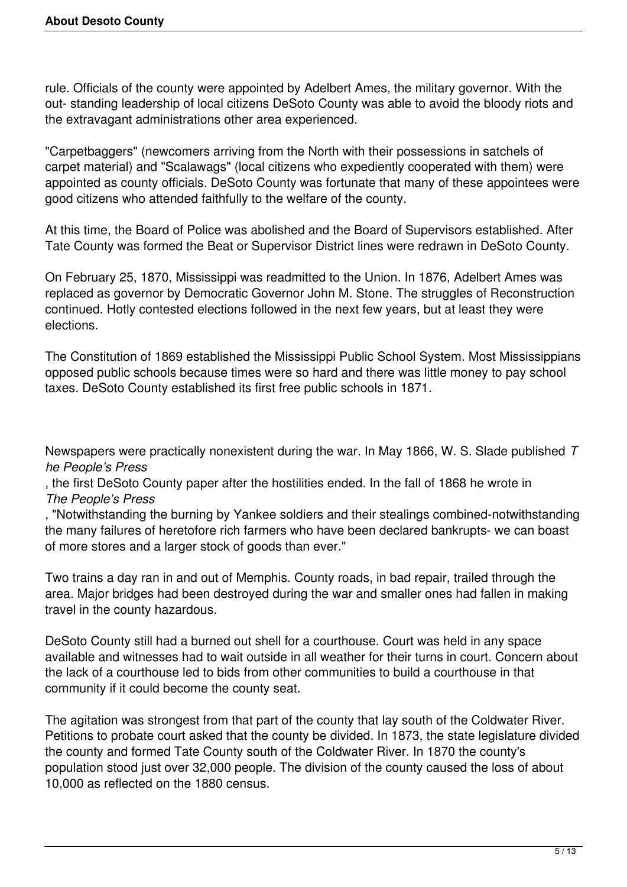rule. Officials of the county were appointed by Adelbert Ames, the military governor. With the out- standing leadership of local citizens DeSoto County was able to avoid the bloody riots and the extravagant administrations other area experienced.

"Carpetbaggers" (newcomers arriving from the North with their possessions in satchels of carpet material) and "Scalawags" (local citizens who expediently cooperated with them) were appointed as county officials. DeSoto County was fortunate that many of these appointees were good citizens who attended faithfully to the welfare of the county.

At this time, the Board of Police was abolished and the Board of Supervisors established. After Tate County was formed the Beat or Supervisor District lines were redrawn in DeSoto County.

On February 25, 1870, Mississippi was readmitted to the Union. In 1876, Adelbert Ames was replaced as governor by Democratic Governor John M. Stone. The struggles of Reconstruction continued. Hotly contested elections followed in the next few years, but at least they were elections.

The Constitution of 1869 established the Mississippi Public School System. Most Mississippians opposed public schools because times were so hard and there was little money to pay school taxes. DeSoto County established its first free public schools in 1871.

Newspapers were practically nonexistent during the war. In May 1866, W. S. Slade published *The People's Press*, the first DeSoto County paper after the hostilities ended. In the fall of 1868 he wrote in *The People's Press*, "Notwithstanding the burning by Yankee soldiers and their stealings combined-notwithstanding the many failures of heretofore rich farmers who have been declared bankrupts- we can boast of more stores and a larger stock of goods than ever."

Two trains a day ran in and out of Memphis. County roads, in bad repair, trailed through the area. Major bridges had been destroyed during the war and smaller ones had fallen in making travel in the county hazardous.

DeSoto County still had a burned out shell for a courthouse. Court was held in any space available and witnesses had to wait outside in all weather for their turns in court. Concern about the lack of a courthouse led to bids from other communities to build a courthouse in that community if it could become the county seat.

The agitation was strongest from that part of the county that lay south of the Coldwater River. Petitions to probate court asked that the county be divided. In 1873, the state legislature divided the county and formed Tate County south of the Coldwater River. In 1870 the county's population stood just over 32,000 people. The division of the county caused the loss of about 10,000 as reflected on the 1880 census.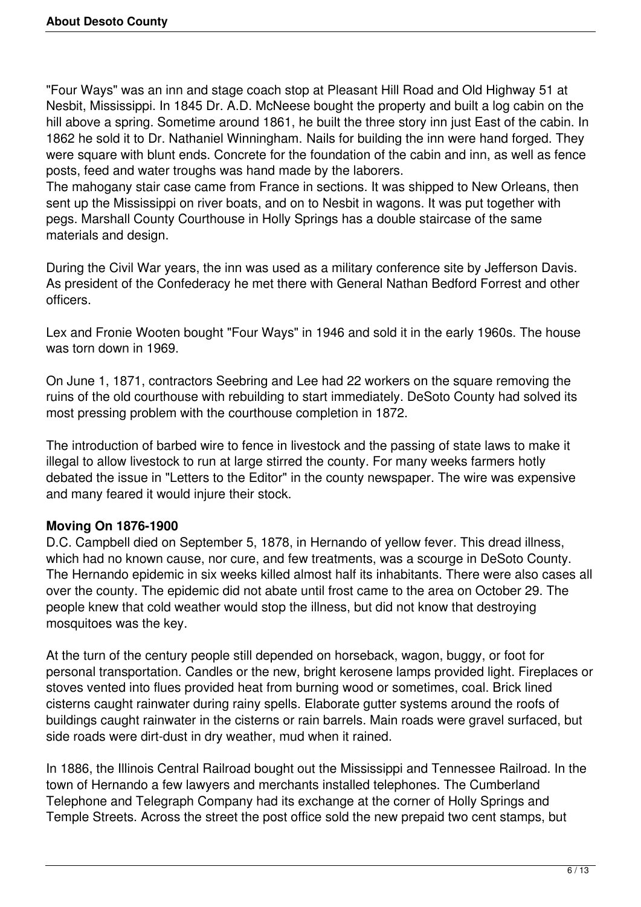"Four Ways" was an inn and stage coach stop at Pleasant Hill Road and Old Highway 51 at Nesbit, Mississippi. In 1845 Dr. A.D. McNeese bought the property and built a log cabin on the hill above a spring. Sometime around 1861, he built the three story inn just East of the cabin. In 1862 he sold it to Dr. Nathaniel Winningham. Nails for building the inn were hand forged. They were square with blunt ends. Concrete for the foundation of the cabin and inn, as well as fence posts, feed and water troughs was hand made by the laborers.

The mahogany stair case came from France in sections. It was shipped to New Orleans, then sent up the Mississippi on river boats, and on to Nesbit in wagons. It was put together with pegs. Marshall County Courthouse in Holly Springs has a double staircase of the same materials and design.

During the Civil War years, the inn was used as a military conference site by Jefferson Davis. As president of the Confederacy he met there with General Nathan Bedford Forrest and other officers.

Lex and Fronie Wooten bought "Four Ways" in 1946 and sold it in the early 1960s. The house was torn down in 1969.

On June 1, 1871, contractors Seebring and Lee had 22 workers on the square removing the ruins of the old courthouse with rebuilding to start immediately. DeSoto County had solved its most pressing problem with the courthouse completion in 1872.

The introduction of barbed wire to fence in livestock and the passing of state laws to make it illegal to allow livestock to run at large stirred the county. For many weeks farmers hotly debated the issue in "Letters to the Editor" in the county newspaper. The wire was expensive and many feared it would injure their stock.

**Moving On 1876-1900**

D.C. Campbell died on September 5, 1878, in Hernando of yellow fever. This dread illness, which had no known cause, nor cure, and few treatments, was a scourge in DeSoto County. The Hernando epidemic in six weeks killed almost half its inhabitants. There were also cases all over the county. The epidemic did not abate until frost came to the area on October 29. The people knew that cold weather would stop the illness, but did not know that destroying mosquitoes was the key.

At the turn of the century people still depended on horseback, wagon, buggy, or foot for personal transportation. Candles or the new, bright kerosene lamps provided light. Fireplaces or stoves vented into flues provided heat from burning wood or sometimes, coal. Brick lined cisterns caught rainwater during rainy spells. Elaborate gutter systems around the roofs of buildings caught rainwater in the cisterns or rain barrels. Main roads were gravel surfaced, but side roads were dirt-dust in dry weather, mud when it rained.

In 1886, the Illinois Central Railroad bought out the Mississippi and Tennessee Railroad. In the town of Hernando a few lawyers and merchants installed telephones. The Cumberland Telephone and Telegraph Company had its exchange at the corner of Holly Springs and Temple Streets. Across the street the post office sold the new prepaid two cent stamps, but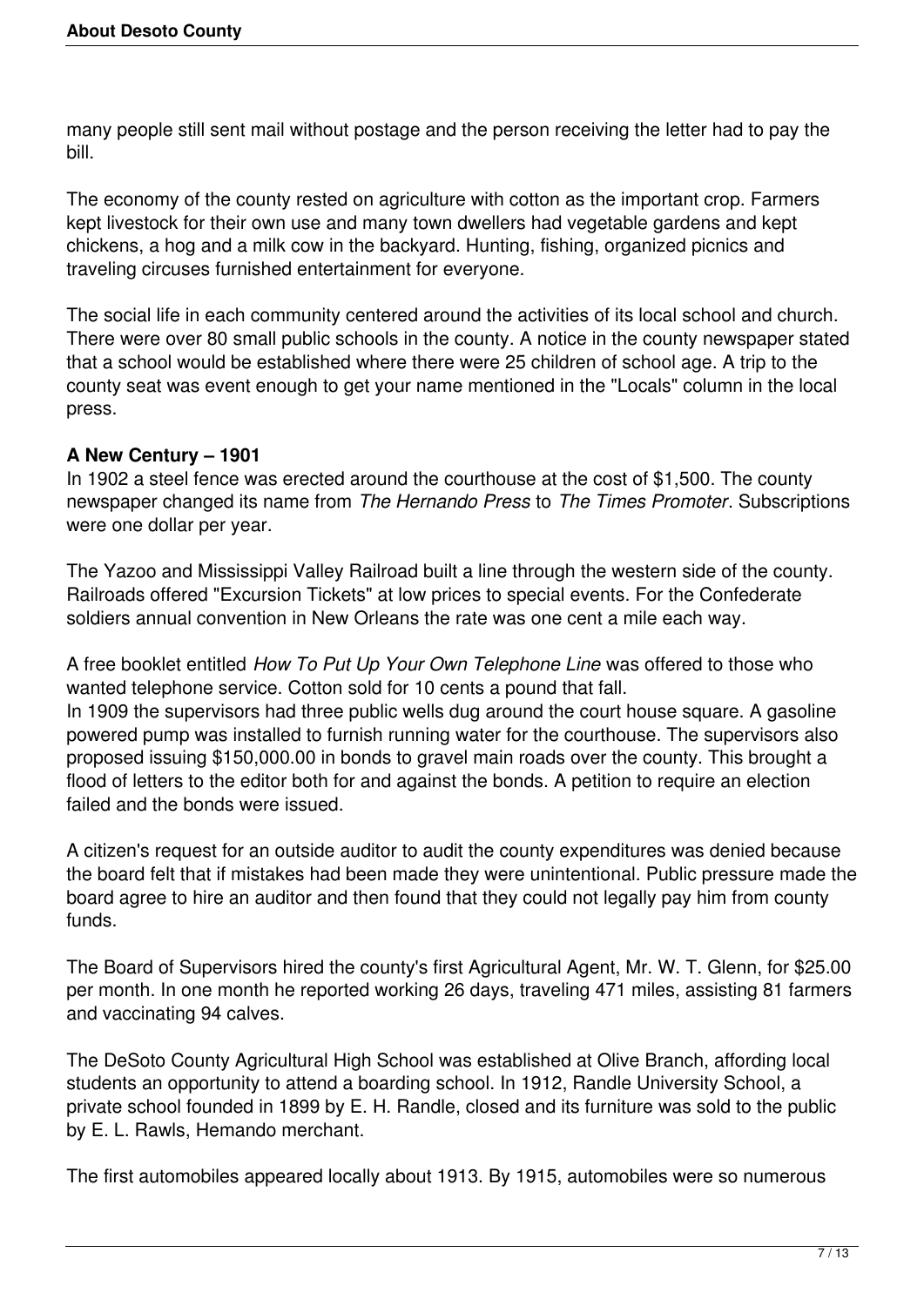many people still sent mail without postage and the person receiving the letter had to pay the bill.

The economy of the county rested on agriculture with cotton as the important crop. Farmers kept livestock for their own use and many town dwellers had vegetable gardens and kept chickens, a hog and a milk cow in the backyard. Hunting, fishing, organized picnics and traveling circuses furnished entertainment for everyone.

The social life in each community centered around the activities of its local school and church. There were over 80 small public schools in the county. A notice in the county newspaper stated that a school would be established where there were 25 children of school age. A trip to the county seat was event enough to get your name mentioned in the "Locals" column in the local press.

**A New Century – 1901**

In 1902 a steel fence was erected around the courthouse at the cost of $1,500. The county newspaper changed its name from *The Hernando Press* to *The Times Promoter*. Subscriptions were one dollar per year.

The Yazoo and Mississippi Valley Railroad built a line through the western side of the county. Railroads offered "Excursion Tickets" at low prices to special events. For the Confederate soldiers annual convention in New Orleans the rate was one cent a mile each way.

A free booklet entitled *How To Put Up Your Own Telephone Line* was offered to those who wanted telephone service. Cotton sold for 10 cents a pound that fall.

In 1909 the supervisors had three public wells dug around the court house square. A gasoline powered pump was installed to furnish running water for the courthouse. The supervisors also proposed issuing $150,000.00 in bonds to gravel main roads over the county. This brought a flood of letters to the editor both for and against the bonds. A petition to require an election failed and the bonds were issued.

A citizen's request for an outside auditor to audit the county expenditures was denied because the board felt that if mistakes had been made they were unintentional. Public pressure made the board agree to hire an auditor and then found that they could not legally pay him from county funds.

The Board of Supervisors hired the county's first Agricultural Agent, Mr. W. T. Glenn, for $25.00 per month. In one month he reported working 26 days, traveling 471 miles, assisting 81 farmers and vaccinating 94 calves.

The DeSoto County Agricultural High School was established at Olive Branch, affording local students an opportunity to attend a boarding school. In 1912, Randle University School, a private school founded in 1899 by E. H. Randle, closed and its furniture was sold to the public by E. L. Rawls, Hemando merchant.

The first automobiles appeared locally about 1913. By 1915, automobiles were so numerous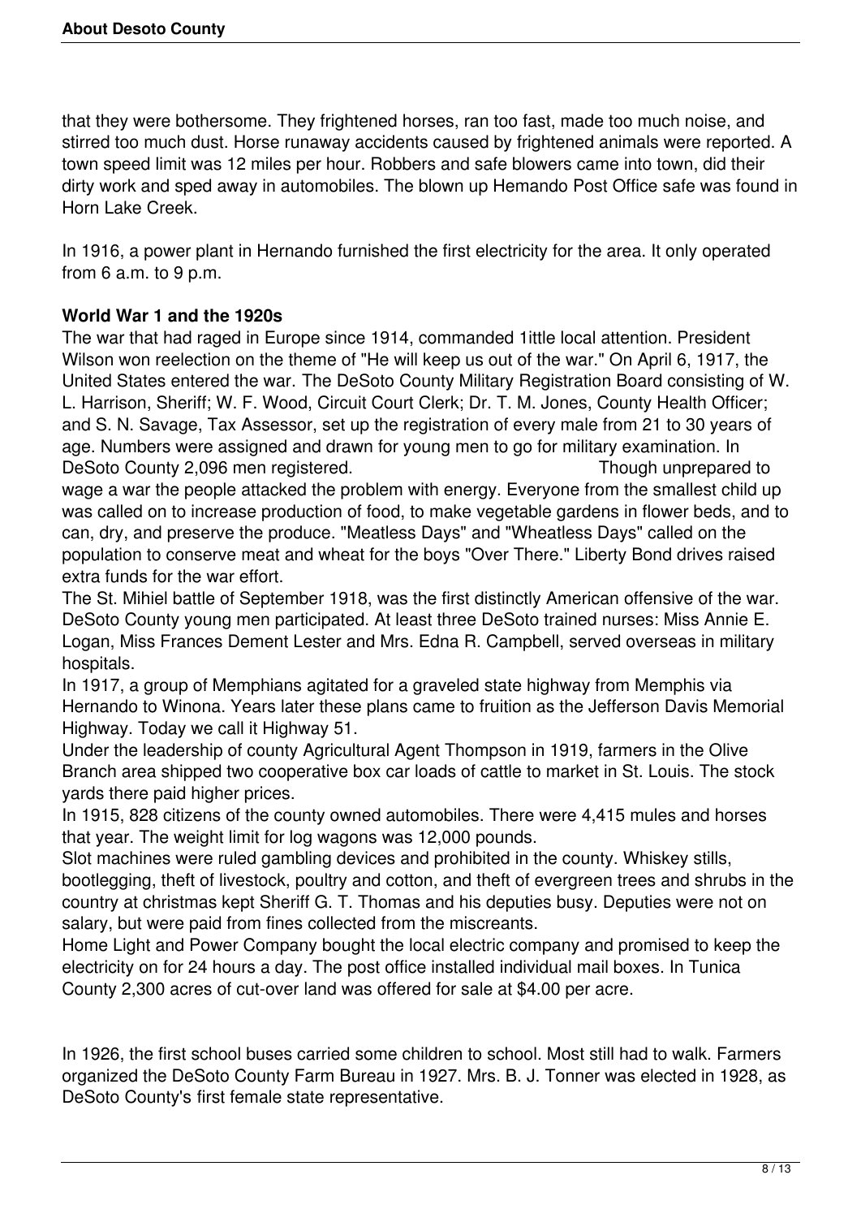that they were bothersome. They frightened horses, ran too fast, made too much noise, and stirred too much dust. Horse runaway accidents caused by frightened animals were reported. A town speed limit was 12 miles per hour. Robbers and safe blowers came into town, did their dirty work and sped away in automobiles. The blown up Hemando Post Office safe was found in Horn Lake Creek.

In 1916, a power plant in Hernando furnished the first electricity for the area. It only operated from 6 a.m. to 9 p.m.

**World War 1 and the 1920s**

The war that had raged in Europe since 1914, commanded 1ittle local attention. President Wilson won reelection on the theme of "He will keep us out of the war." On April 6, 1917, the United States entered the war. The DeSoto County Military Registration Board consisting of W. L. Harrison, Sheriff; W. F. Wood, Circuit Court Clerk; Dr. T. M. Jones, County Health Officer; and S. N. Savage, Tax Assessor, set up the registration of every male from 21 to 30 years of age. Numbers were assigned and drawn for young men to go for military examination. In DeSoto County 2,096 men registered. Though unprepared to wage a war the people attacked the problem with energy. Everyone from the smallest child up was called on to increase production of food, to make vegetable gardens in flower beds, and to can, dry, and preserve the produce. "Meatless Days" and "Wheatless Days" called on the population to conserve meat and wheat for the boys "Over There." Liberty Bond drives raised extra funds for the war effort.

The St. Mihiel battle of September 1918, was the first distinctly American offensive of the war. DeSoto County young men participated. At least three DeSoto trained nurses: Miss Annie E. Logan, Miss Frances Dement Lester and Mrs. Edna R. Campbell, served overseas in military hospitals.

In 1917, a group of Memphians agitated for a graveled state highway from Memphis via Hernando to Winona. Years later these plans came to fruition as the Jefferson Davis Memorial Highway. Today we call it Highway 51.

Under the leadership of county Agricultural Agent Thompson in 1919, farmers in the Olive Branch area shipped two cooperative box car loads of cattle to market in St. Louis. The stock yards there paid higher prices.

In 1915, 828 citizens of the county owned automobiles. There were 4,415 mules and horses that year. The weight limit for log wagons was 12,000 pounds.

Slot machines were ruled gambling devices and prohibited in the county. Whiskey stills, bootlegging, theft of livestock, poultry and cotton, and theft of evergreen trees and shrubs in the country at christmas kept Sheriff G. T. Thomas and his deputies busy. Deputies were not on salary, but were paid from fines collected from the miscreants.

Home Light and Power Company bought the local electric company and promised to keep the electricity on for 24 hours a day. The post office installed individual mail boxes. In Tunica County 2,300 acres of cut-over land was offered for sale at $4.00 per acre.

In 1926, the first school buses carried some children to school. Most still had to walk. Farmers organized the DeSoto County Farm Bureau in 1927. Mrs. B. J. Tonner was elected in 1928, as DeSoto County's first female state representative.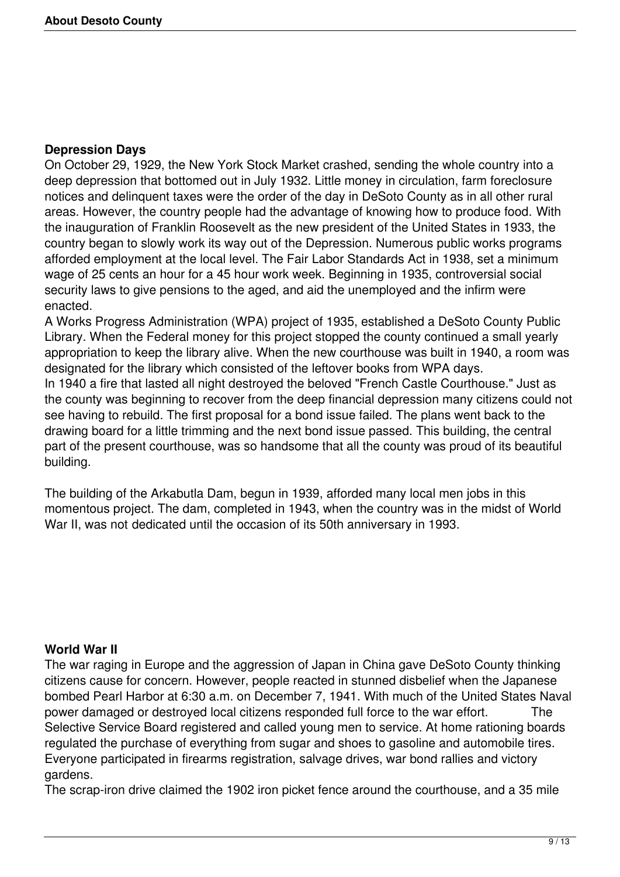## Depression Days

On October 29, 1929, the New York Stock Market crashed, sending the whole country into a deep depression that bottomed out in July 1932. Little money in circulation, farm foreclosure notices and delinquent taxes were the order of the day in DeSoto County as in all other rural areas. However, the country people had the advantage of knowing how to produce food. With the inauguration of Franklin Roosevelt as the new president of the United States in 1933, the country began to slowly work its way out of the Depression. Numerous public works programs afforded employment at the local level. The Fair Labor Standards Act in 1938, set a minimum wage of 25 cents an hour for a 45 hour work week. Beginning in 1935, controversial social security laws to give pensions to the aged, and aid the unemployed and the infirm were enacted.

A Works Progress Administration (WPA) project of 1935, established a DeSoto County Public Library. When the Federal money for this project stopped the county continued a small yearly appropriation to keep the library alive. When the new courthouse was built in 1940, a room was designated for the library which consisted of the leftover books from WPA days.

In 1940 a fire that lasted all night destroyed the beloved "French Castle Courthouse." Just as the county was beginning to recover from the deep financial depression many citizens could not see having to rebuild. The first proposal for a bond issue failed. The plans went back to the drawing board for a little trimming and the next bond issue passed. This building, the central part of the present courthouse, was so handsome that all the county was proud of its beautiful building.

The building of the Arkabutla Dam, begun in 1939, afforded many local men jobs in this momentous project. The dam, completed in 1943, when the country was in the midst of World War II, was not dedicated until the occasion of its 50th anniversary in 1993.

## World War II

The war raging in Europe and the aggression of Japan in China gave DeSoto County thinking citizens cause for concern. However, people reacted in stunned disbelief when the Japanese bombed Pearl Harbor at 6:30 a.m. on December 7, 1941. With much of the United States Naval power damaged or destroyed local citizens responded full force to the war effort. The Selective Service Board registered and called young men to service. At home rationing boards regulated the purchase of everything from sugar and shoes to gasoline and automobile tires. Everyone participated in firearms registration, salvage drives, war bond rallies and victory gardens.

The scrap-iron drive claimed the 1902 iron picket fence around the courthouse, and a 35 mile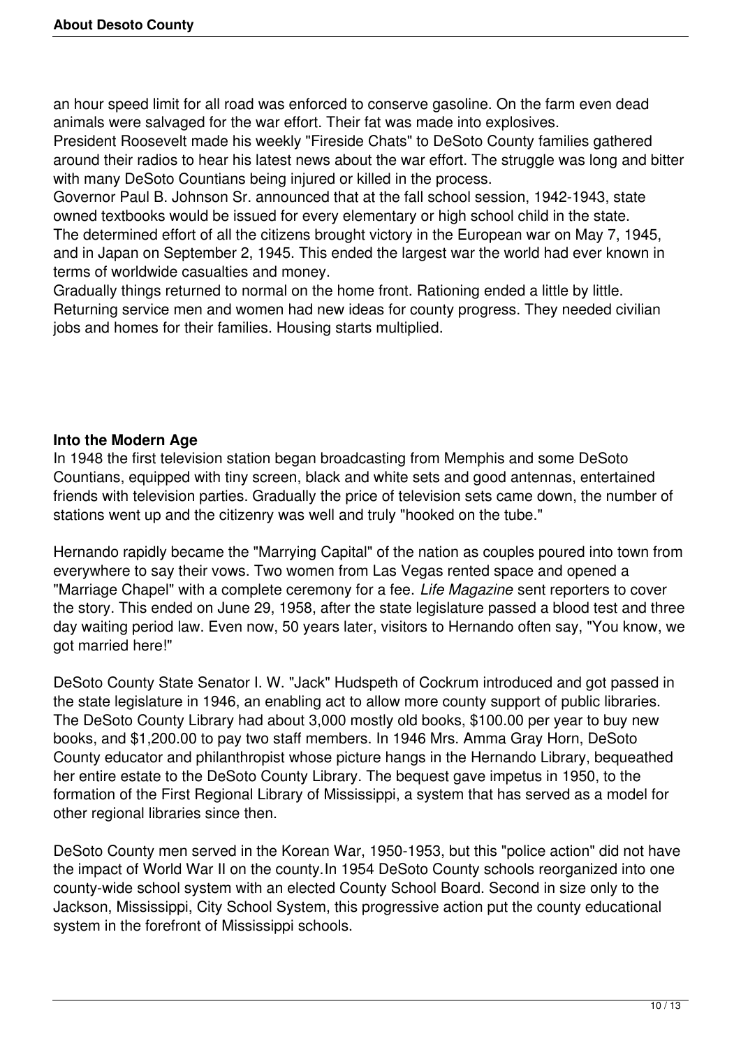an hour speed limit for all road was enforced to conserve gasoline. On the farm even dead animals were salvaged for the war effort. Their fat was made into explosives.
President Roosevelt made his weekly "Fireside Chats" to DeSoto County families gathered around their radios to hear his latest news about the war effort. The struggle was long and bitter with many DeSoto Countians being injured or killed in the process.
Governor Paul B. Johnson Sr. announced that at the fall school session, 1942-1943, state owned textbooks would be issued for every elementary or high school child in the state.
The determined effort of all the citizens brought victory in the European war on May 7, 1945, and in Japan on September 2, 1945. This ended the largest war the world had ever known in terms of worldwide casualties and money.
Gradually things returned to normal on the home front. Rationing ended a little by little. Returning service men and women had new ideas for county progress. They needed civilian jobs and homes for their families. Housing starts multiplied.

**Into the Modern Age**
In 1948 the first television station began broadcasting from Memphis and some DeSoto Countians, equipped with tiny screen, black and white sets and good antennas, entertained friends with television parties. Gradually the price of television sets came down, the number of stations went up and the citizenry was well and truly "hooked on the tube."

Hernando rapidly became the "Marrying Capital" of the nation as couples poured into town from everywhere to say their vows. Two women from Las Vegas rented space and opened a "Marriage Chapel" with a complete ceremony for a fee. *Life Magazine* sent reporters to cover the story. This ended on June 29, 1958, after the state legislature passed a blood test and three day waiting period law. Even now, 50 years later, visitors to Hernando often say, "You know, we got married here!"

DeSoto County State Senator I. W. "Jack" Hudspeth of Cockrum introduced and got passed in the state legislature in 1946, an enabling act to allow more county support of public libraries. The DeSoto County Library had about 3,000 mostly old books, $100.00 per year to buy new books, and $1,200.00 to pay two staff members. In 1946 Mrs. Amma Gray Horn, DeSoto County educator and philanthropist whose picture hangs in the Hernando Library, bequeathed her entire estate to the DeSoto County Library. The bequest gave impetus in 1950, to the formation of the First Regional Library of Mississippi, a system that has served as a model for other regional libraries since then.

DeSoto County men served in the Korean War, 1950-1953, but this "police action" did not have the impact of World War II on the county.In 1954 DeSoto County schools reorganized into one county-wide school system with an elected County School Board. Second in size only to the Jackson, Mississippi, City School System, this progressive action put the county educational system in the forefront of Mississippi schools.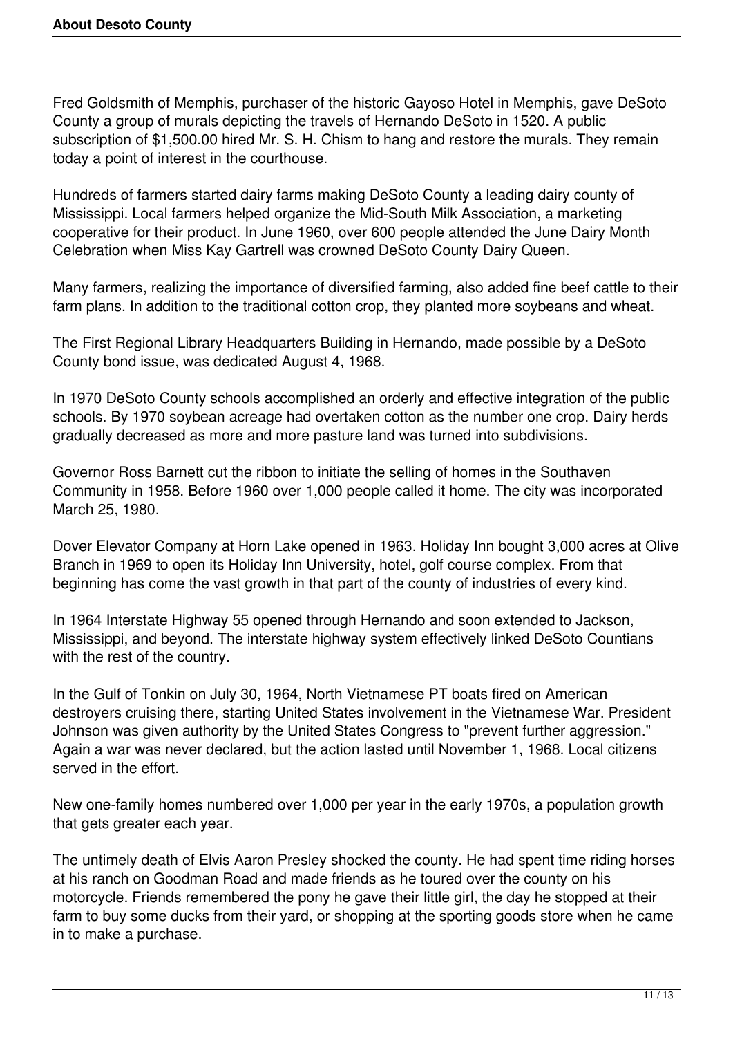Fred Goldsmith of Memphis, purchaser of the historic Gayoso Hotel in Memphis, gave DeSoto County a group of murals depicting the travels of Hernando DeSoto in 1520. A public subscription of $1,500.00 hired Mr. S. H. Chism to hang and restore the murals. They remain today a point of interest in the courthouse.

Hundreds of farmers started dairy farms making DeSoto County a leading dairy county of Mississippi. Local farmers helped organize the Mid-South Milk Association, a marketing cooperative for their product. In June 1960, over 600 people attended the June Dairy Month Celebration when Miss Kay Gartrell was crowned DeSoto County Dairy Queen.

Many farmers, realizing the importance of diversified farming, also added fine beef cattle to their farm plans. In addition to the traditional cotton crop, they planted more soybeans and wheat.

The First Regional Library Headquarters Building in Hernando, made possible by a DeSoto County bond issue, was dedicated August 4, 1968.

In 1970 DeSoto County schools accomplished an orderly and effective integration of the public schools. By 1970 soybean acreage had overtaken cotton as the number one crop. Dairy herds gradually decreased as more and more pasture land was turned into subdivisions.

Governor Ross Barnett cut the ribbon to initiate the selling of homes in the Southaven Community in 1958. Before 1960 over 1,000 people called it home. The city was incorporated March 25, 1980.

Dover Elevator Company at Horn Lake opened in 1963. Holiday Inn bought 3,000 acres at Olive Branch in 1969 to open its Holiday Inn University, hotel, golf course complex. From that beginning has come the vast growth in that part of the county of industries of every kind.

In 1964 Interstate Highway 55 opened through Hernando and soon extended to Jackson, Mississippi, and beyond. The interstate highway system effectively linked DeSoto Countians with the rest of the country.

In the Gulf of Tonkin on July 30, 1964, North Vietnamese PT boats fired on American destroyers cruising there, starting United States involvement in the Vietnamese War. President Johnson was given authority by the United States Congress to "prevent further aggression." Again a war was never declared, but the action lasted until November 1, 1968. Local citizens served in the effort.

New one-family homes numbered over 1,000 per year in the early 1970s, a population growth that gets greater each year.

The untimely death of Elvis Aaron Presley shocked the county. He had spent time riding horses at his ranch on Goodman Road and made friends as he toured over the county on his motorcycle. Friends remembered the pony he gave their little girl, the day he stopped at their farm to buy some ducks from their yard, or shopping at the sporting goods store when he came in to make a purchase.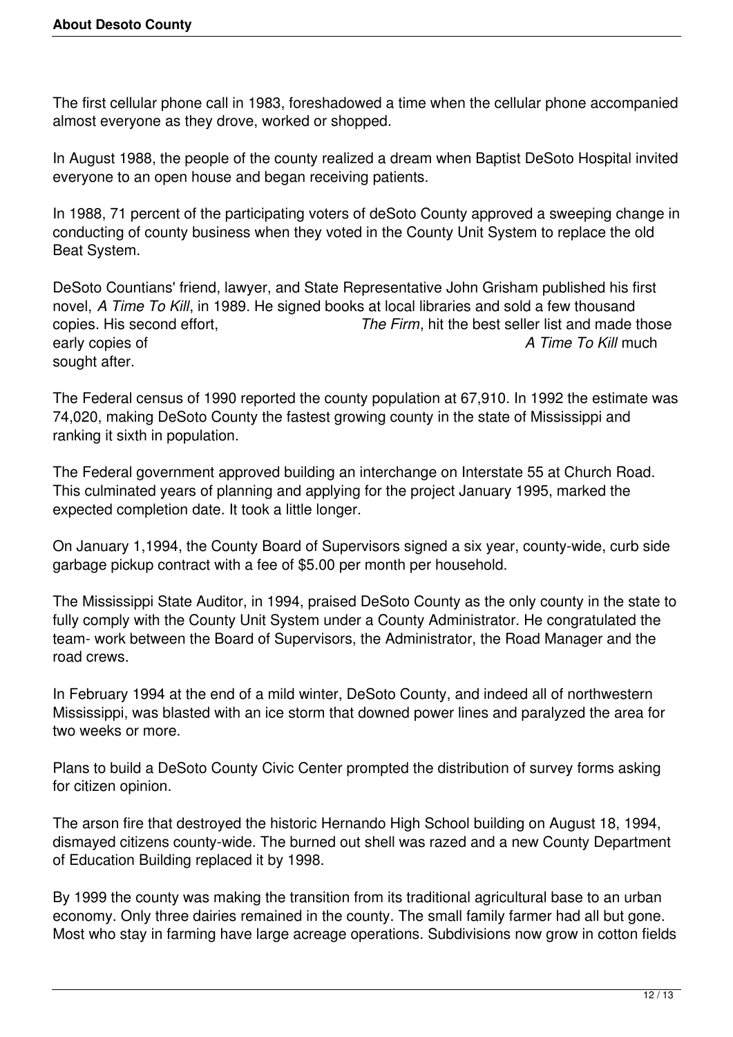The first cellular phone call in 1983, foreshadowed a time when the cellular phone accompanied almost everyone as they drove, worked or shopped.

In August 1988, the people of the county realized a dream when Baptist DeSoto Hospital invited everyone to an open house and began receiving patients.

In 1988, 71 percent of the participating voters of deSoto County approved a sweeping change in conducting of county business when they voted in the County Unit System to replace the old Beat System.

DeSoto Countians' friend, lawyer, and State Representative John Grisham published his first novel, *A Time To Kill*, in 1989. He signed books at local libraries and sold a few thousand copies. His second effort, *The Firm*, hit the best seller list and made those early copies of *A Time To Kill* much sought after.

The Federal census of 1990 reported the county population at 67,910. In 1992 the estimate was 74,020, making DeSoto County the fastest growing county in the state of Mississippi and ranking it sixth in population.

The Federal government approved building an interchange on Interstate 55 at Church Road. This culminated years of planning and applying for the project January 1995, marked the expected completion date. It took a little longer.

On January 1,1994, the County Board of Supervisors signed a six year, county-wide, curb side garbage pickup contract with a fee of $5.00 per month per household.

The Mississippi State Auditor, in 1994, praised DeSoto County as the only county in the state to fully comply with the County Unit System under a County Administrator. He congratulated the team- work between the Board of Supervisors, the Administrator, the Road Manager and the road crews.

In February 1994 at the end of a mild winter, DeSoto County, and indeed all of northwestern Mississippi, was blasted with an ice storm that downed power lines and paralyzed the area for two weeks or more.

Plans to build a DeSoto County Civic Center prompted the distribution of survey forms asking for citizen opinion.

The arson fire that destroyed the historic Hernando High School building on August 18, 1994, dismayed citizens county-wide. The burned out shell was razed and a new County Department of Education Building replaced it by 1998.

By 1999 the county was making the transition from its traditional agricultural base to an urban economy. Only three dairies remained in the county. The small family farmer had all but gone. Most who stay in farming have large acreage operations. Subdivisions now grow in cotton fields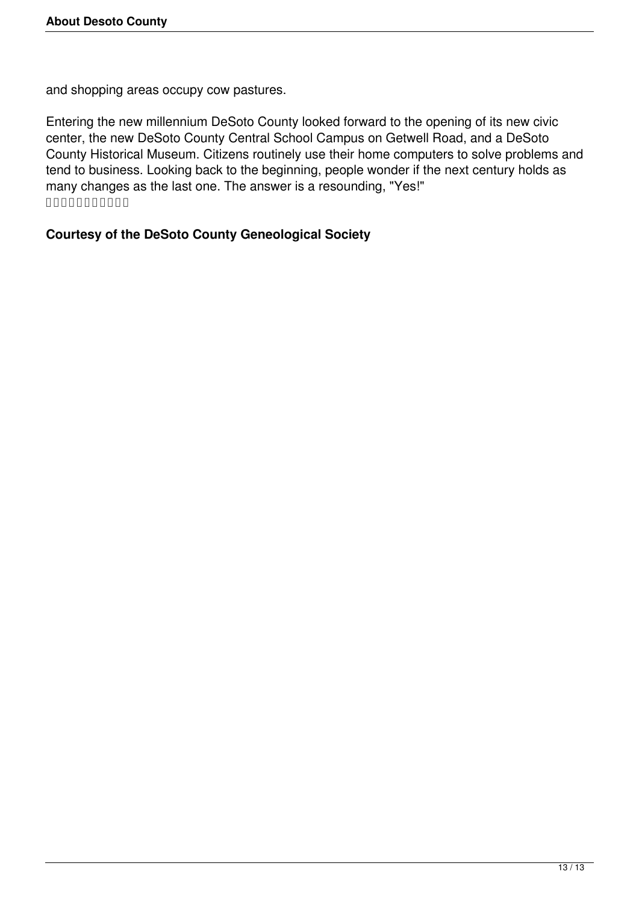and shopping areas occupy cow pastures.

Entering the new millennium DeSoto County looked forward to the opening of its new civic center, the new DeSoto County Central School Campus on Getwell Road, and a DeSoto County Historical Museum. Citizens routinely use their home computers to solve problems and tend to business. Looking back to the beginning, people wonder if the next century holds as many changes as the last one. The answer is a resounding, "Yes!"

**Courtesy of the DeSoto County Geneological Society**